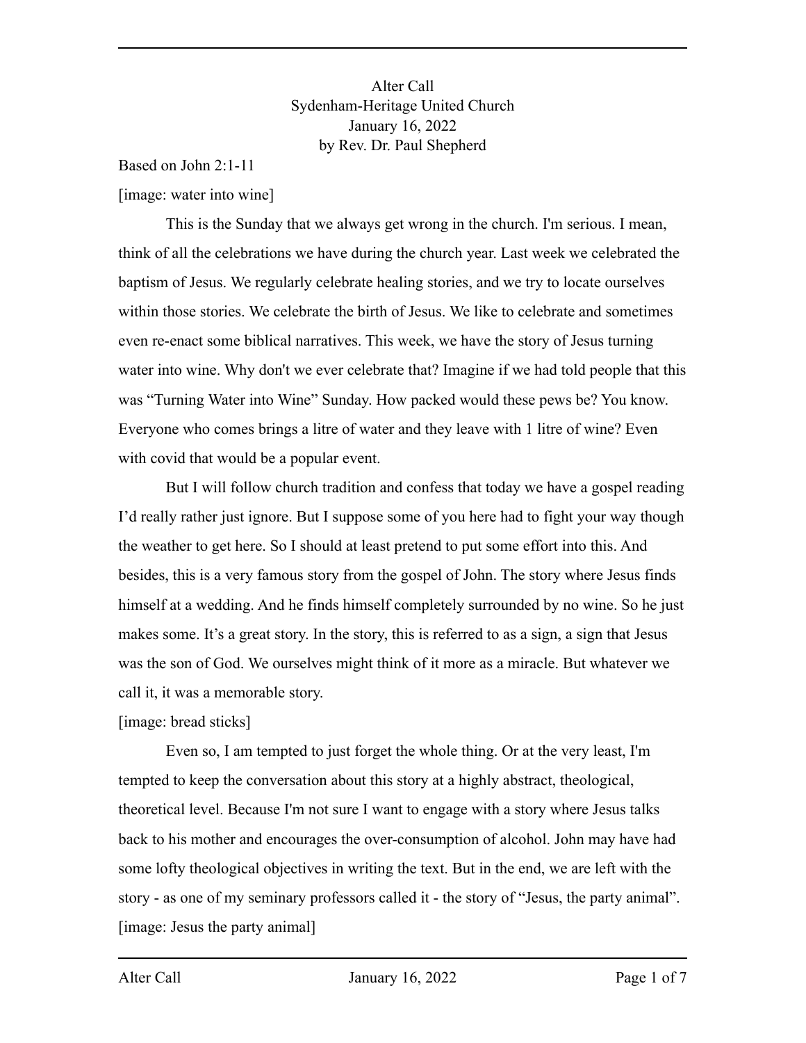# Alter Call

Sydenham-Heritage United Church
January 16, 2022
by Rev. Dr. Paul Shepherd

Based on John 2:1-11

[image: water into wine]

This is the Sunday that we always get wrong in the church. I'm serious. I mean, think of all the celebrations we have during the church year. Last week we celebrated the baptism of Jesus. We regularly celebrate healing stories, and we try to locate ourselves within those stories. We celebrate the birth of Jesus. We like to celebrate and sometimes even re-enact some biblical narratives. This week, we have the story of Jesus turning water into wine. Why don't we ever celebrate that? Imagine if we had told people that this was "Turning Water into Wine" Sunday. How packed would these pews be? You know. Everyone who comes brings a litre of water and they leave with 1 litre of wine? Even with covid that would be a popular event.

But I will follow church tradition and confess that today we have a gospel reading I'd really rather just ignore. But I suppose some of you here had to fight your way though the weather to get here. So I should at least pretend to put some effort into this. And besides, this is a very famous story from the gospel of John. The story where Jesus finds himself at a wedding. And he finds himself completely surrounded by no wine. So he just makes some. It's a great story. In the story, this is referred to as a sign, a sign that Jesus was the son of God. We ourselves might think of it more as a miracle. But whatever we call it, it was a memorable story.

[image: bread sticks]

Even so, I am tempted to just forget the whole thing. Or at the very least, I'm tempted to keep the conversation about this story at a highly abstract, theological, theoretical level. Because I'm not sure I want to engage with a story where Jesus talks back to his mother and encourages the over-consumption of alcohol. John may have had some lofty theological objectives in writing the text. But in the end, we are left with the story - as one of my seminary professors called it - the story of "Jesus, the party animal".

[image: Jesus the party animal]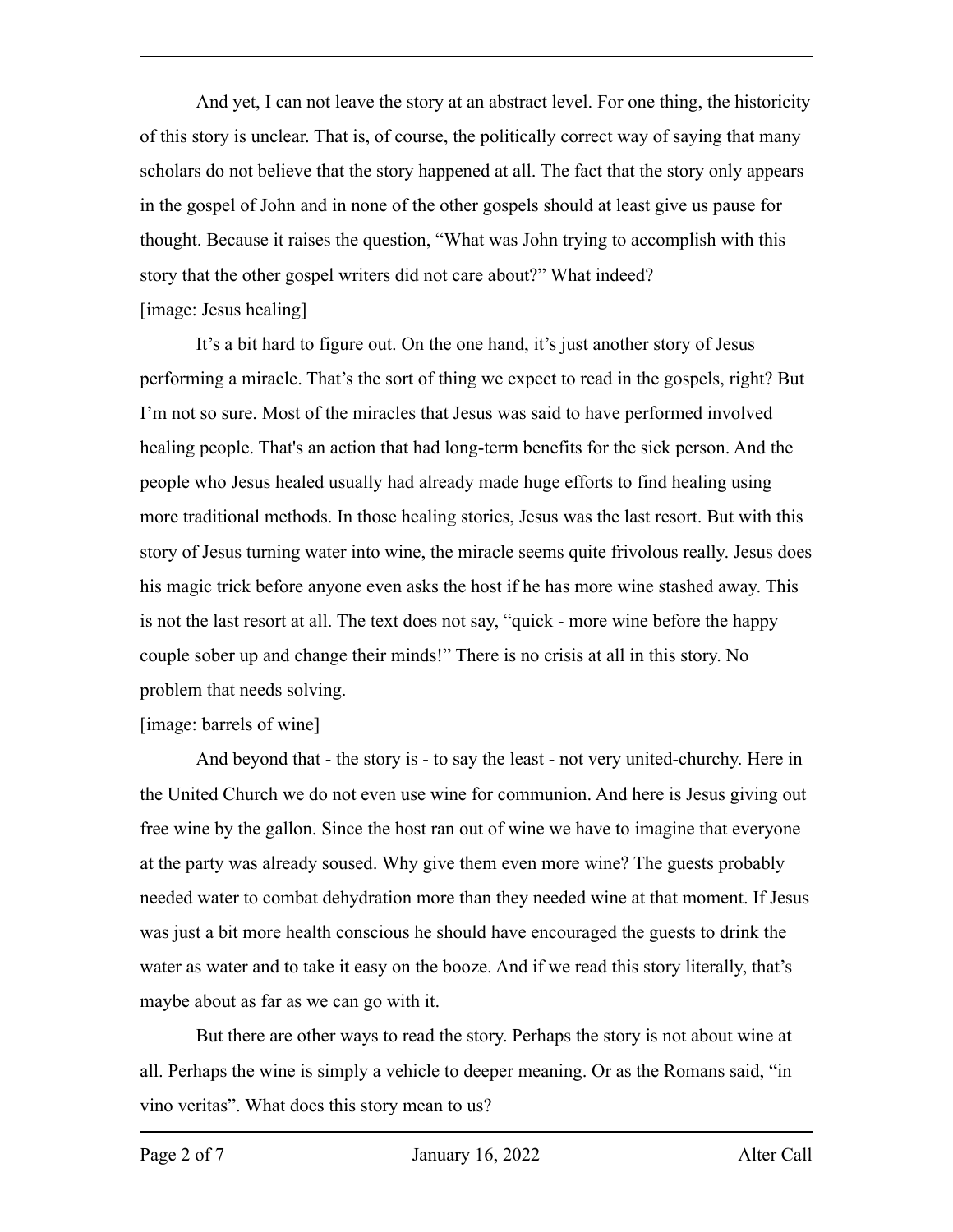And yet, I can not leave the story at an abstract level. For one thing, the historicity of this story is unclear. That is, of course, the politically correct way of saying that many scholars do not believe that the story happened at all. The fact that the story only appears in the gospel of John and in none of the other gospels should at least give us pause for thought. Because it raises the question, "What was John trying to accomplish with this story that the other gospel writers did not care about?" What indeed?

[image: Jesus healing]

It's a bit hard to figure out. On the one hand, it's just another story of Jesus performing a miracle. That's the sort of thing we expect to read in the gospels, right? But I'm not so sure. Most of the miracles that Jesus was said to have performed involved healing people. That's an action that had long-term benefits for the sick person. And the people who Jesus healed usually had already made huge efforts to find healing using more traditional methods. In those healing stories, Jesus was the last resort. But with this story of Jesus turning water into wine, the miracle seems quite frivolous really. Jesus does his magic trick before anyone even asks the host if he has more wine stashed away. This is not the last resort at all. The text does not say, "quick - more wine before the happy couple sober up and change their minds!" There is no crisis at all in this story. No problem that needs solving.

[image: barrels of wine]

And beyond that - the story is - to say the least - not very united-churchy. Here in the United Church we do not even use wine for communion. And here is Jesus giving out free wine by the gallon. Since the host ran out of wine we have to imagine that everyone at the party was already soused. Why give them even more wine? The guests probably needed water to combat dehydration more than they needed wine at that moment. If Jesus was just a bit more health conscious he should have encouraged the guests to drink the water as water and to take it easy on the booze. And if we read this story literally, that's maybe about as far as we can go with it.

But there are other ways to read the story. Perhaps the story is not about wine at all. Perhaps the wine is simply a vehicle to deeper meaning. Or as the Romans said, "in vino veritas". What does this story mean to us?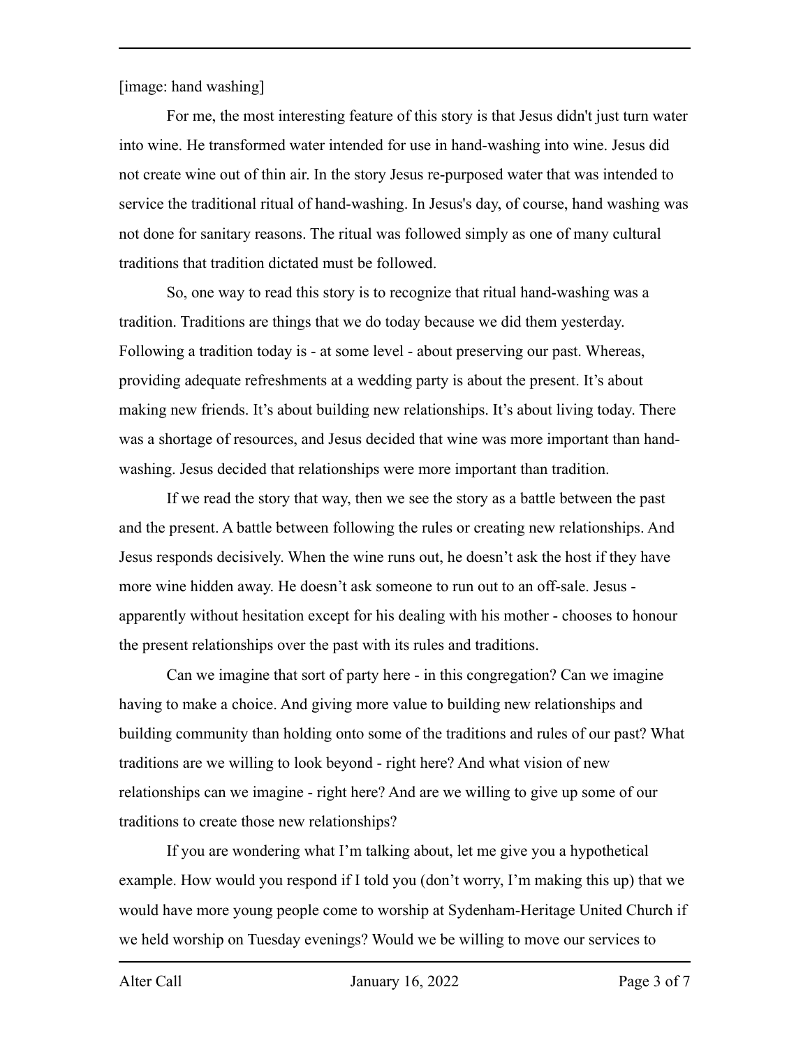[image: hand washing]

For me, the most interesting feature of this story is that Jesus didn't just turn water into wine. He transformed water intended for use in hand-washing into wine. Jesus did not create wine out of thin air. In the story Jesus re-purposed water that was intended to service the traditional ritual of hand-washing. In Jesus's day, of course, hand washing was not done for sanitary reasons. The ritual was followed simply as one of many cultural traditions that tradition dictated must be followed.

So, one way to read this story is to recognize that ritual hand-washing was a tradition. Traditions are things that we do today because we did them yesterday. Following a tradition today is - at some level - about preserving our past. Whereas, providing adequate refreshments at a wedding party is about the present. It's about making new friends. It's about building new relationships. It's about living today. There was a shortage of resources, and Jesus decided that wine was more important than hand-washing. Jesus decided that relationships were more important than tradition.

If we read the story that way, then we see the story as a battle between the past and the present. A battle between following the rules or creating new relationships. And Jesus responds decisively. When the wine runs out, he doesn't ask the host if they have more wine hidden away. He doesn't ask someone to run out to an off-sale. Jesus - apparently without hesitation except for his dealing with his mother - chooses to honour the present relationships over the past with its rules and traditions.

Can we imagine that sort of party here - in this congregation? Can we imagine having to make a choice. And giving more value to building new relationships and building community than holding onto some of the traditions and rules of our past? What traditions are we willing to look beyond - right here? And what vision of new relationships can we imagine - right here? And are we willing to give up some of our traditions to create those new relationships?

If you are wondering what I'm talking about, let me give you a hypothetical example. How would you respond if I told you (don't worry, I'm making this up) that we would have more young people come to worship at Sydenham-Heritage United Church if we held worship on Tuesday evenings? Would we be willing to move our services to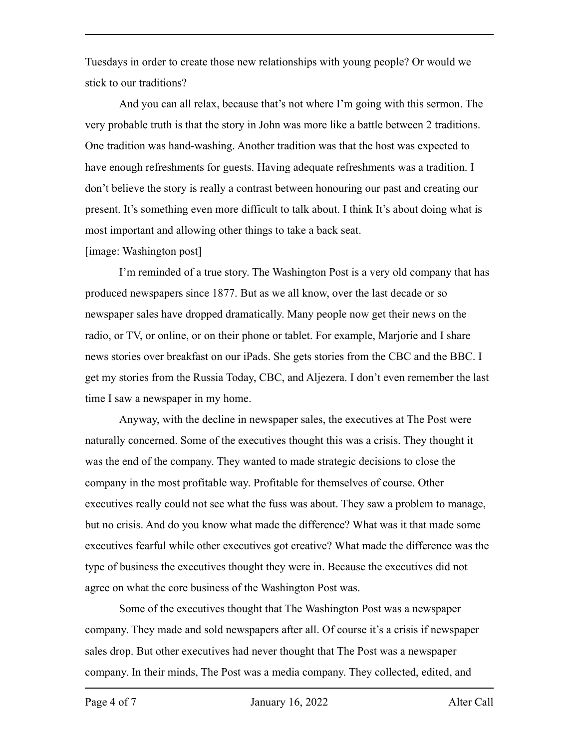Tuesdays in order to create those new relationships with young people? Or would we stick to our traditions?

And you can all relax, because that's not where I'm going with this sermon. The very probable truth is that the story in John was more like a battle between 2 traditions. One tradition was hand-washing. Another tradition was that the host was expected to have enough refreshments for guests. Having adequate refreshments was a tradition. I don't believe the story is really a contrast between honouring our past and creating our present. It's something even more difficult to talk about. I think It's about doing what is most important and allowing other things to take a back seat.

[image: Washington post]

I'm reminded of a true story. The Washington Post is a very old company that has produced newspapers since 1877. But as we all know, over the last decade or so newspaper sales have dropped dramatically. Many people now get their news on the radio, or TV, or online, or on their phone or tablet. For example, Marjorie and I share news stories over breakfast on our iPads. She gets stories from the CBC and the BBC. I get my stories from the Russia Today, CBC, and Aljezera. I don't even remember the last time I saw a newspaper in my home.

Anyway, with the decline in newspaper sales, the executives at The Post were naturally concerned. Some of the executives thought this was a crisis. They thought it was the end of the company. They wanted to made strategic decisions to close the company in the most profitable way. Profitable for themselves of course. Other executives really could not see what the fuss was about. They saw a problem to manage, but no crisis. And do you know what made the difference? What was it that made some executives fearful while other executives got creative? What made the difference was the type of business the executives thought they were in. Because the executives did not agree on what the core business of the Washington Post was.

Some of the executives thought that The Washington Post was a newspaper company. They made and sold newspapers after all. Of course it's a crisis if newspaper sales drop. But other executives had never thought that The Post was a newspaper company. In their minds, The Post was a media company. They collected, edited, and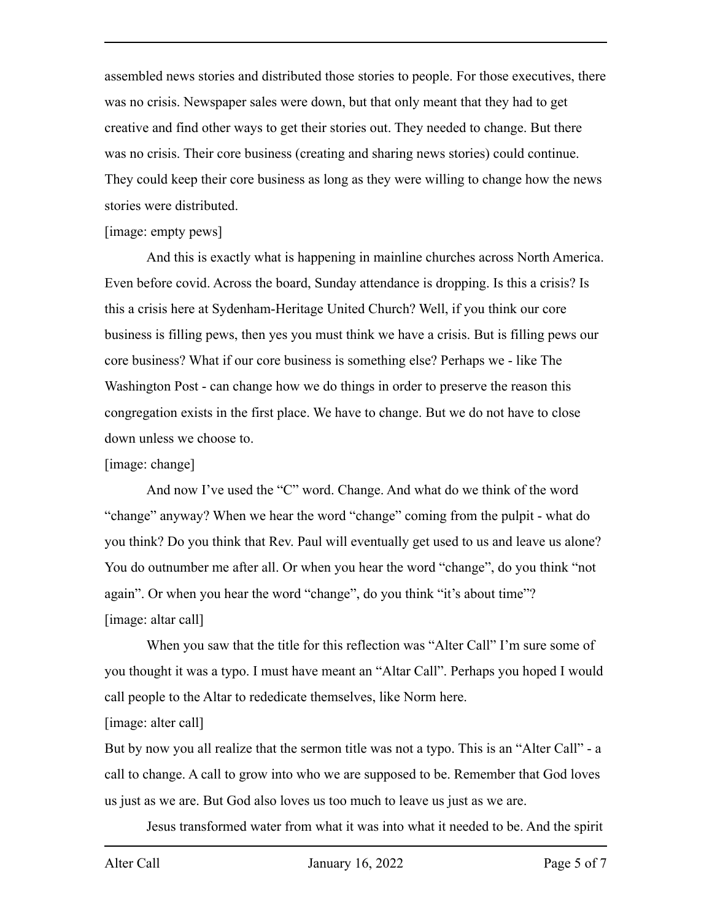assembled news stories and distributed those stories to people. For those executives, there was no crisis. Newspaper sales were down, but that only meant that they had to get creative and find other ways to get their stories out. They needed to change. But there was no crisis. Their core business (creating and sharing news stories) could continue. They could keep their core business as long as they were willing to change how the news stories were distributed.

[image: empty pews]

And this is exactly what is happening in mainline churches across North America. Even before covid. Across the board, Sunday attendance is dropping. Is this a crisis? Is this a crisis here at Sydenham-Heritage United Church? Well, if you think our core business is filling pews, then yes you must think we have a crisis. But is filling pews our core business? What if our core business is something else? Perhaps we - like The Washington Post - can change how we do things in order to preserve the reason this congregation exists in the first place. We have to change. But we do not have to close down unless we choose to.

[image: change]

And now I've used the "C" word. Change. And what do we think of the word "change" anyway? When we hear the word "change" coming from the pulpit - what do you think? Do you think that Rev. Paul will eventually get used to us and leave us alone? You do outnumber me after all. Or when you hear the word "change", do you think "not again". Or when you hear the word "change", do you think "it's about time"?

[image: altar call]

When you saw that the title for this reflection was "Alter Call" I'm sure some of you thought it was a typo. I must have meant an "Altar Call". Perhaps you hoped I would call people to the Altar to rededicate themselves, like Norm here.

[image: alter call]

But by now you all realize that the sermon title was not a typo. This is an "Alter Call" - a call to change. A call to grow into who we are supposed to be. Remember that God loves us just as we are. But God also loves us too much to leave us just as we are.

Jesus transformed water from what it was into what it needed to be. And the spirit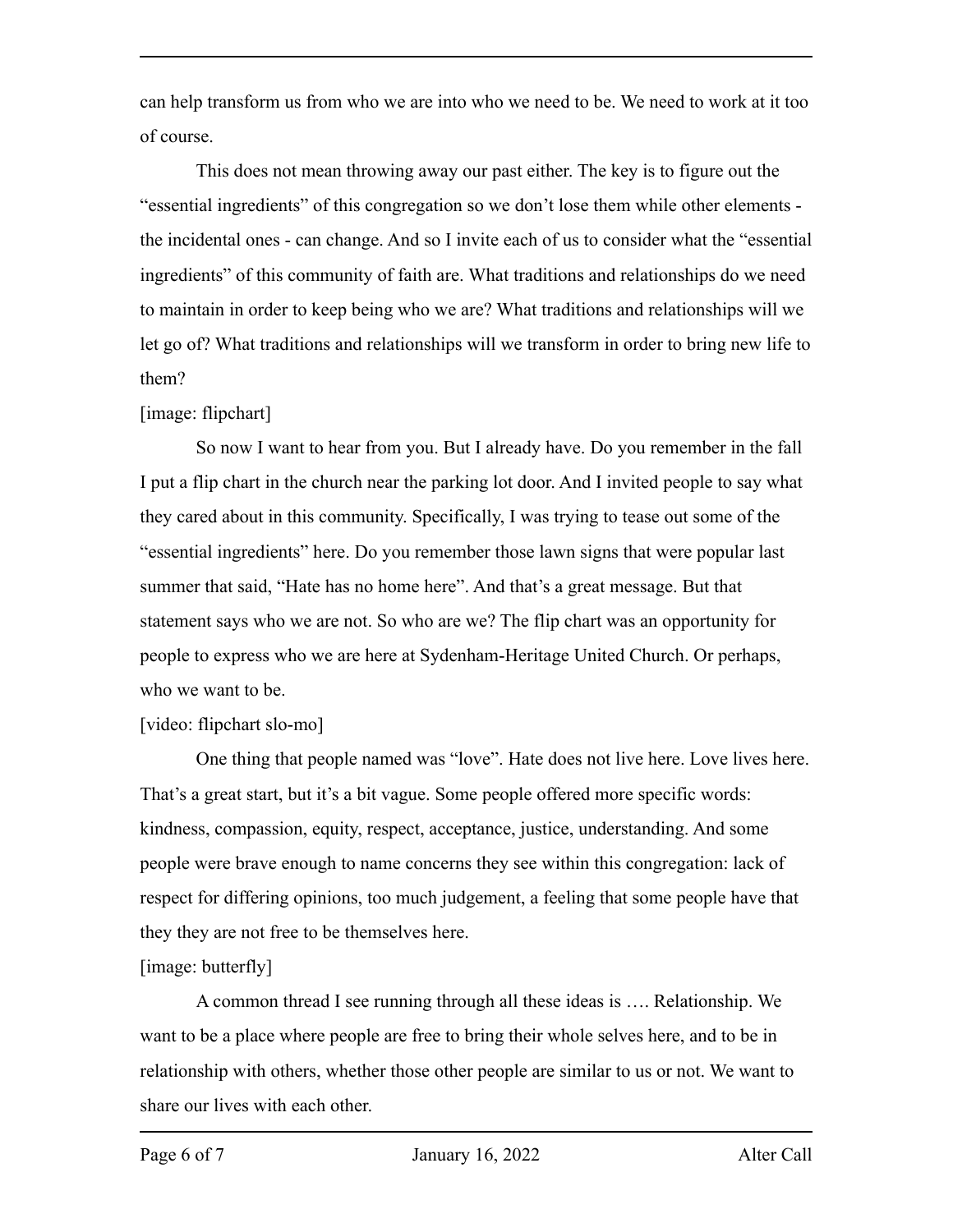can help transform us from who we are into who we need to be. We need to work at it too of course.

This does not mean throwing away our past either. The key is to figure out the "essential ingredients" of this congregation so we don't lose them while other elements - the incidental ones - can change. And so I invite each of us to consider what the "essential ingredients" of this community of faith are. What traditions and relationships do we need to maintain in order to keep being who we are? What traditions and relationships will we let go of? What traditions and relationships will we transform in order to bring new life to them?

[image: flipchart]

So now I want to hear from you. But I already have. Do you remember in the fall I put a flip chart in the church near the parking lot door. And I invited people to say what they cared about in this community. Specifically, I was trying to tease out some of the "essential ingredients" here. Do you remember those lawn signs that were popular last summer that said, "Hate has no home here". And that's a great message. But that statement says who we are not. So who are we? The flip chart was an opportunity for people to express who we are here at Sydenham-Heritage United Church. Or perhaps, who we want to be.

[video: flipchart slo-mo]

One thing that people named was "love". Hate does not live here. Love lives here. That's a great start, but it's a bit vague. Some people offered more specific words: kindness, compassion, equity, respect, acceptance, justice, understanding. And some people were brave enough to name concerns they see within this congregation: lack of respect for differing opinions, too much judgement, a feeling that some people have that they they are not free to be themselves here.

[image: butterfly]

A common thread I see running through all these ideas is …. Relationship. We want to be a place where people are free to bring their whole selves here, and to be in relationship with others, whether those other people are similar to us or not. We want to share our lives with each other.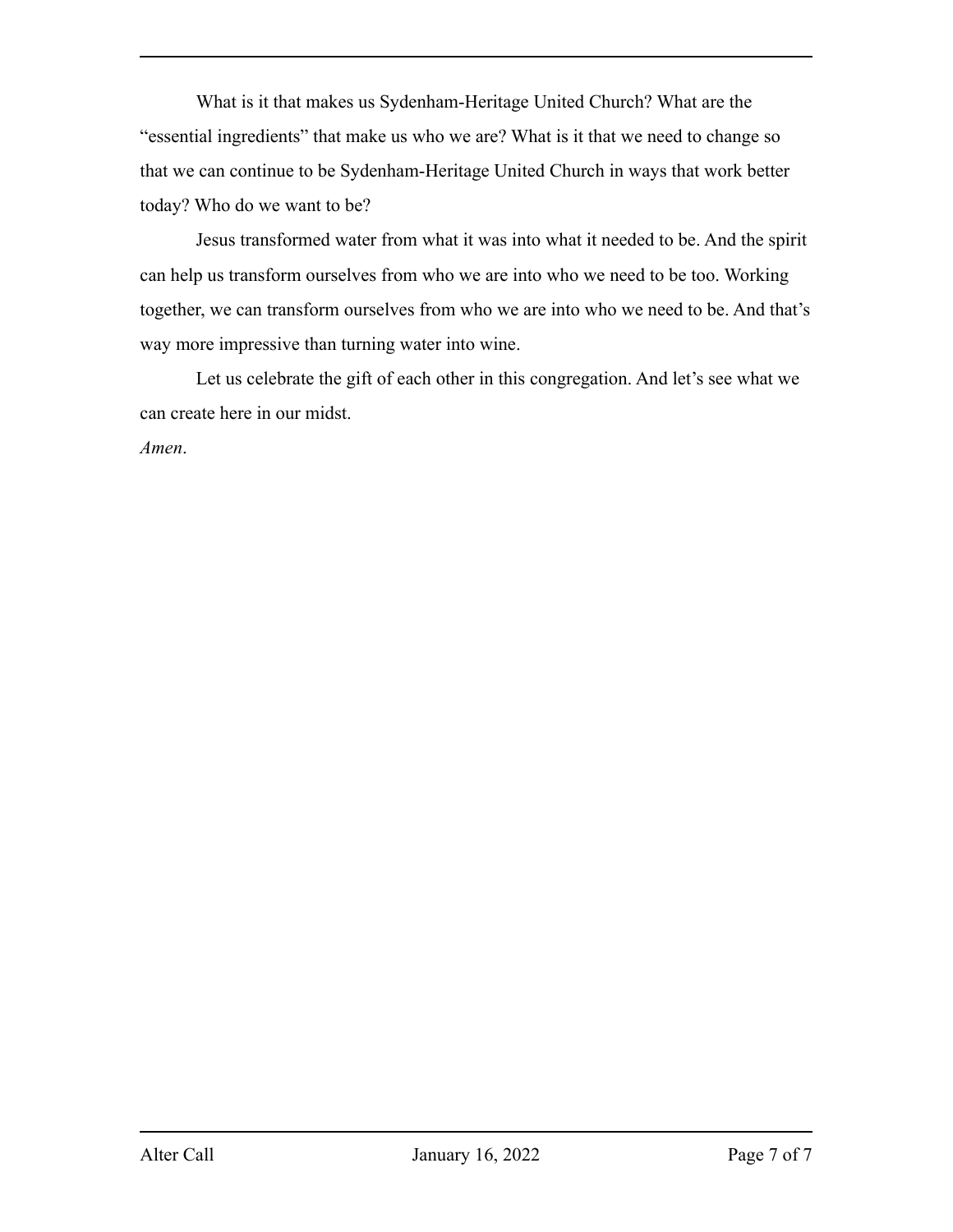What is it that makes us Sydenham-Heritage United Church? What are the "essential ingredients" that make us who we are? What is it that we need to change so that we can continue to be Sydenham-Heritage United Church in ways that work better today? Who do we want to be?

Jesus transformed water from what it was into what it needed to be. And the spirit can help us transform ourselves from who we are into who we need to be too. Working together, we can transform ourselves from who we are into who we need to be. And that's way more impressive than turning water into wine.

Let us celebrate the gift of each other in this congregation. And let's see what we can create here in our midst.

*Amen*.